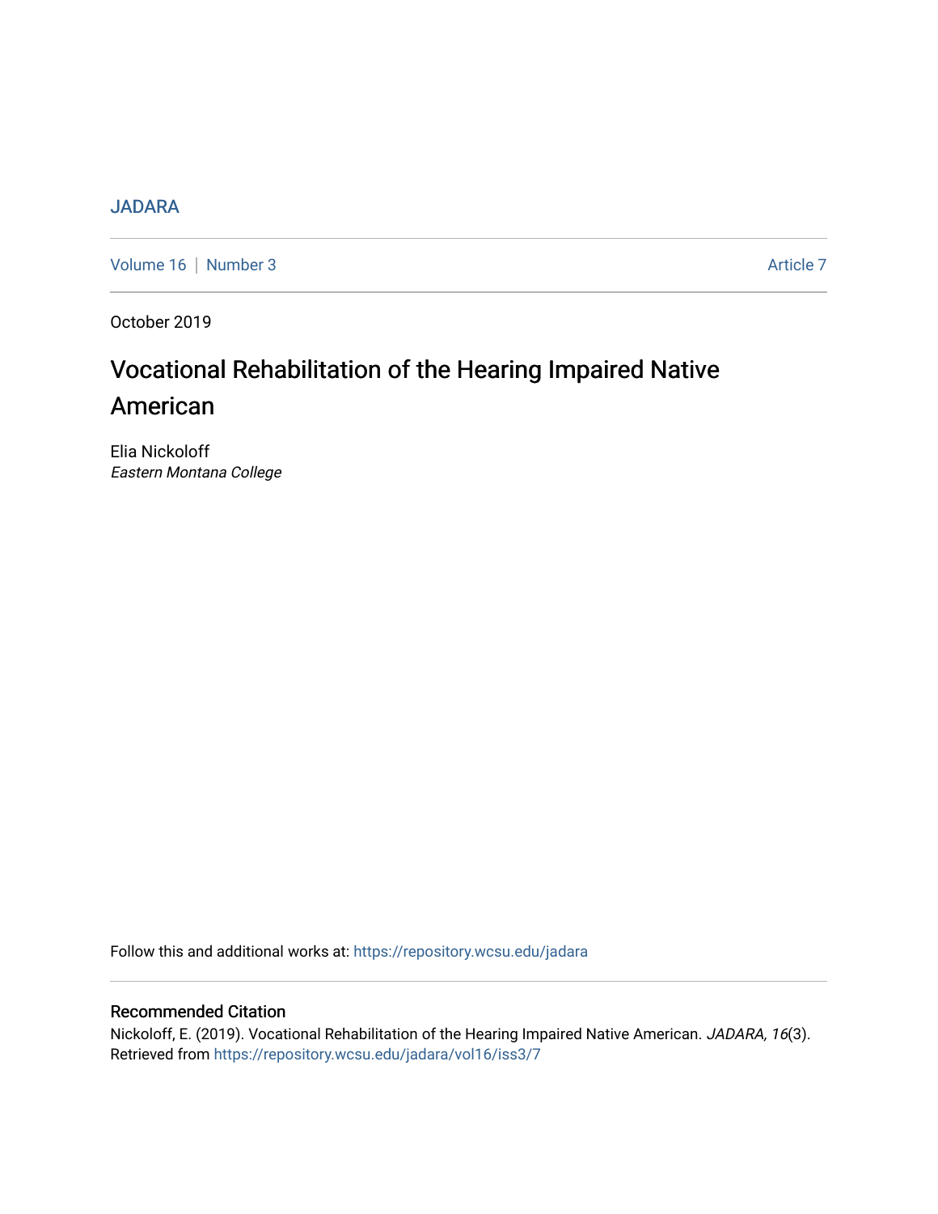JADARA

Volume 16 | Number 3 | Article 7

October 2019

# Vocational Rehabilitation of the Hearing Impaired Native American

Elia Nickoloff
*Eastern Montana College*

Follow this and additional works at: https://repository.wcsu.edu/jadara

## Recommended Citation

Nickoloff, E. (2019). Vocational Rehabilitation of the Hearing Impaired Native American. *JADARA, 16*(3). Retrieved from https://repository.wcsu.edu/jadara/vol16/iss3/7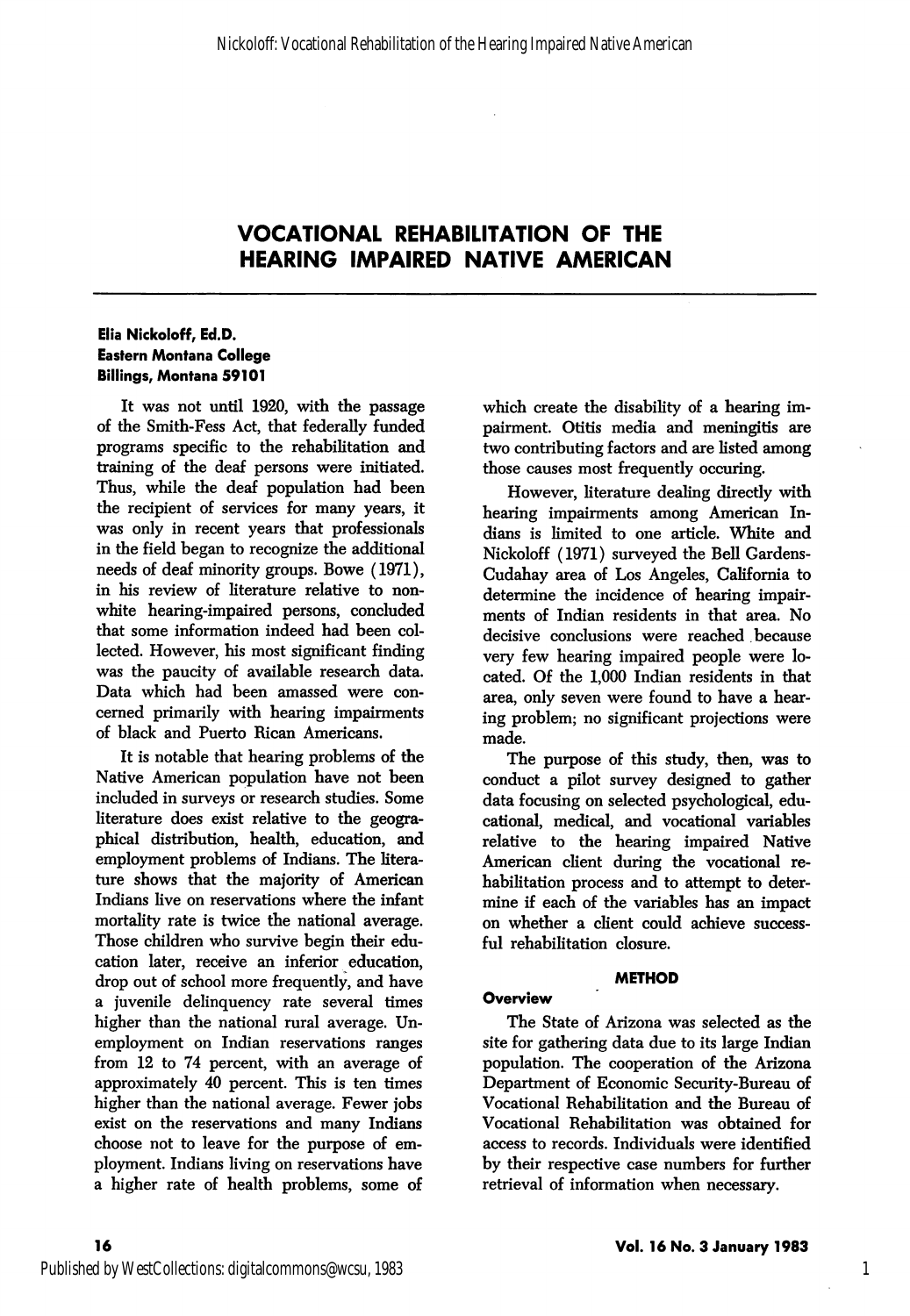# VOCATIONAL REHABILITATION OF THE HEARING IMPAIRED NATIVE AMERICAN

**Elia Nickoloff, Ed.D.**
**Eastern Montana College**
**Billings, Montana 59101**

It was not until 1920, with the passage of the Smith-Fess Act, that federally funded programs specific to the rehabilitation and training of the deaf persons were initiated. Thus, while the deaf population had been the recipient of services for many years, it was only in recent years that professionals in the field began to recognize the additional needs of deaf minority groups. Bowe (1971), in his review of literature relative to non-white hearing-impaired persons, concluded that some information indeed had been collected. However, his most significant finding was the paucity of available research data. Data which had been amassed were concerned primarily with hearing impairments of black and Puerto Rican Americans.

It is notable that hearing problems of the Native American population have not been included in surveys or research studies. Some literature does exist relative to the geographical distribution, health, education, and employment problems of Indians. The literature shows that the majority of American Indians live on reservations where the infant mortality rate is twice the national average. Those children who survive begin their education later, receive an inferior education, drop out of school more frequently, and have a juvenile delinquency rate several times higher than the national rural average. Unemployment on Indian reservations ranges from 12 to 74 percent, with an average of approximately 40 percent. This is ten times higher than the national average. Fewer jobs exist on the reservations and many Indians choose not to leave for the purpose of employment. Indians living on reservations have a higher rate of health problems, some of which create the disability of a hearing impairment. Otitis media and meningitis are two contributing factors and are listed among those causes most frequently occuring.

However, literature dealing directly with hearing impairments among American Indians is limited to one article. White and Nickoloff (1971) surveyed the Bell Gardens-Cudahay area of Los Angeles, California to determine the incidence of hearing impairments of Indian residents in that area. No decisive conclusions were reached because very few hearing impaired people were located. Of the 1,000 Indian residents in that area, only seven were found to have a hearing problem; no significant projections were made.

The purpose of this study, then, was to conduct a pilot survey designed to gather data focusing on selected psychological, educational, medical, and vocational variables relative to the hearing impaired Native American client during the vocational rehabilitation process and to attempt to determine if each of the variables has an impact on whether a client could achieve successful rehabilitation closure.

## METHOD

### Overview

The State of Arizona was selected as the site for gathering data due to its large Indian population. The cooperation of the Arizona Department of Economic Security-Bureau of Vocational Rehabilitation and the Bureau of Vocational Rehabilitation was obtained for access to records. Individuals were identified by their respective case numbers for further retrieval of information when necessary.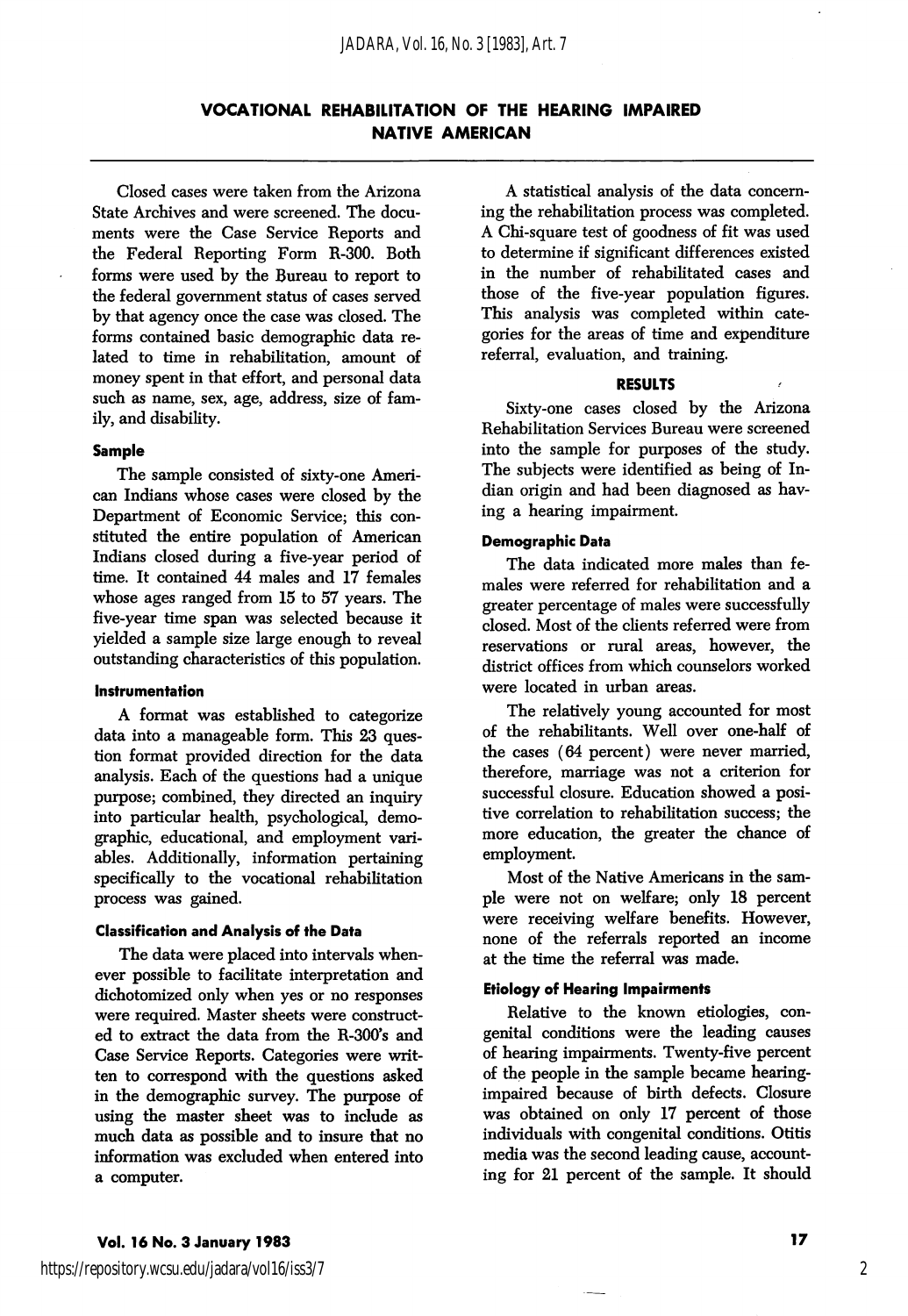## VOCATIONAL REHABILITATION OF THE HEARING IMPAIRED NATIVE AMERICAN

Closed cases were taken from the Arizona State Archives and were screened. The documents were the Case Service Reports and the Federal Reporting Form R-300. Both forms were used by the Bureau to report to the federal government status of cases served by that agency once the case was closed. The forms contained basic demographic data related to time in rehabilitation, amount of money spent in that effort, and personal data such as name, sex, age, address, size of family, and disability.

### Sample

The sample consisted of sixty-one American Indians whose cases were closed by the Department of Economic Service; this constituted the entire population of American Indians closed during a five-year period of time. It contained 44 males and 17 females whose ages ranged from 15 to 57 years. The five-year time span was selected because it yielded a sample size large enough to reveal outstanding characteristics of this population.

### Instrumentation

A format was established to categorize data into a manageable form. This 23 question format provided direction for the data analysis. Each of the questions had a unique purpose; combined, they directed an inquiry into particular health, psychological, demographic, educational, and employment variables. Additionally, information pertaining specifically to the vocational rehabilitation process was gained.

### Classification and Analysis of the Data

The data were placed into intervals whenever possible to facilitate interpretation and dichotomized only when yes or no responses were required. Master sheets were constructed to extract the data from the R-300's and Case Service Reports. Categories were written to correspond with the questions asked in the demographic survey. The purpose of using the master sheet was to include as much data as possible and to insure that no information was excluded when entered into a computer.

A statistical analysis of the data concerning the rehabilitation process was completed. A Chi-square test of goodness of fit was used to determine if significant differences existed in the number of rehabilitated cases and those of the five-year population figures. This analysis was completed within categories for the areas of time and expenditure referral, evaluation, and training.

### RESULTS

Sixty-one cases closed by the Arizona Rehabilitation Services Bureau were screened into the sample for purposes of the study. The subjects were identified as being of Indian origin and had been diagnosed as having a hearing impairment.

### Demographic Data

The data indicated more males than females were referred for rehabilitation and a greater percentage of males were successfully closed. Most of the clients referred were from reservations or rural areas, however, the district offices from which counselors worked were located in urban areas.

The relatively young accounted for most of the rehabilitants. Well over one-half of the cases (64 percent) were never married, therefore, marriage was not a criterion for successful closure. Education showed a positive correlation to rehabilitation success; the more education, the greater the chance of employment.

Most of the Native Americans in the sample were not on welfare; only 18 percent were receiving welfare benefits. However, none of the referrals reported an income at the time the referral was made.

### Etiology of Hearing Impairments

Relative to the known etiologies, congenital conditions were the leading causes of hearing impairments. Twenty-five percent of the people in the sample became hearing-impaired because of birth defects. Closure was obtained on only 17 percent of those individuals with congenital conditions. Otitis media was the second leading cause, accounting for 21 percent of the sample. It should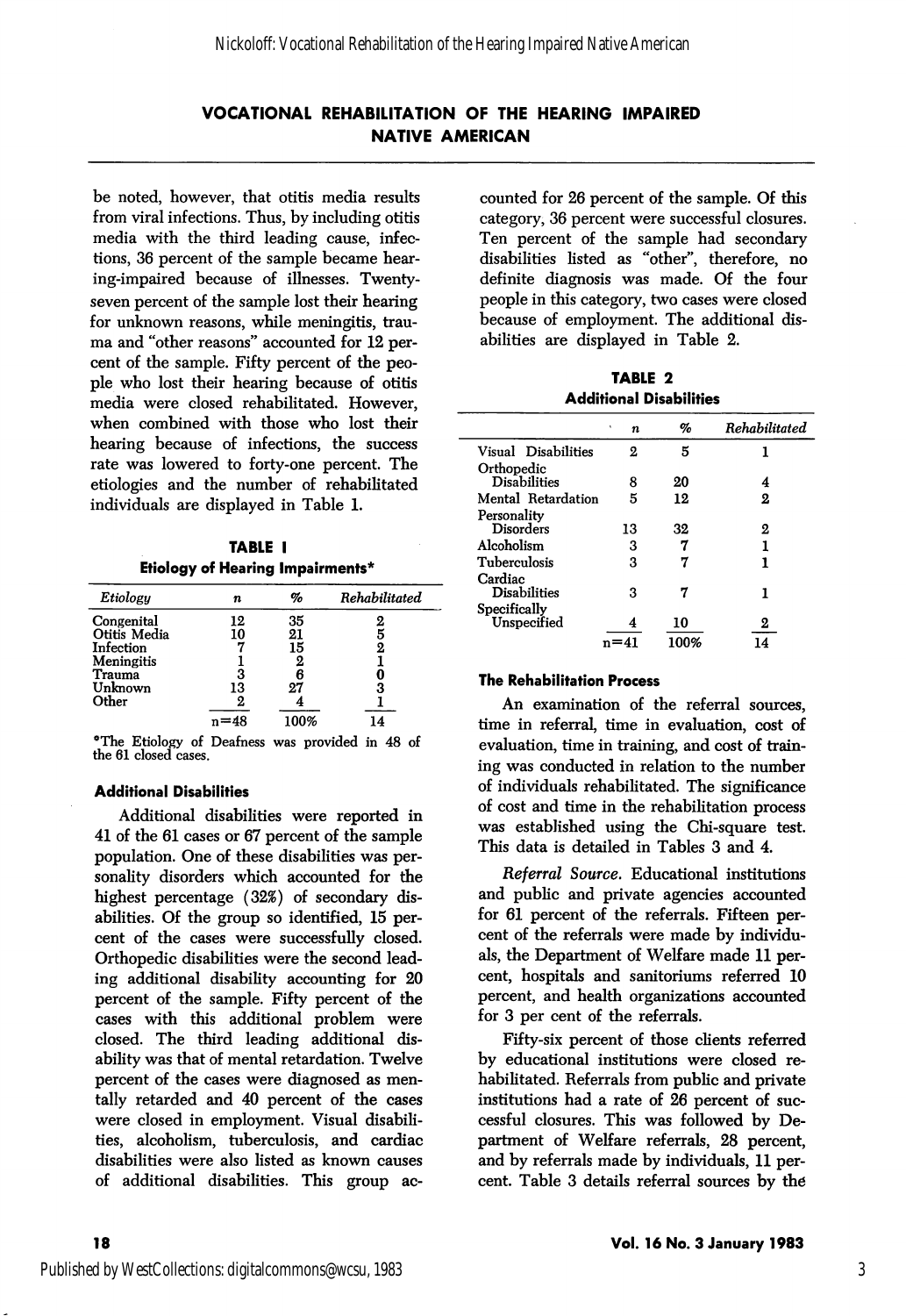## VOCATIONAL REHABILITATION OF THE HEARING IMPAIRED NATIVE AMERICAN

be noted, however, that otitis media results from viral infections. Thus, by including otitis media with the third leading cause, infections, 36 percent of the sample became hearing-impaired because of illnesses. Twenty-seven percent of the sample lost their hearing for unknown reasons, while meningitis, trauma and "other reasons" accounted for 12 percent of the sample. Fifty percent of the people who lost their hearing because of otitis media were closed rehabilitated. However, when combined with those who lost their hearing because of infections, the success rate was lowered to forty-one percent. The etiologies and the number of rehabilitated individuals are displayed in Table 1.

**TABLE I**
**Etiology of Hearing Impairments***

| *Etiology* | *n* | *%* | *Rehabilitated* |
|---|---|---|---|
| Congenital | 12 | 35 | 2 |
| Otitis Media | 10 | 21 | 5 |
| Infection | 7 | 15 | 2 |
| Meningitis | 1 | 2 | 1 |
| Trauma | 3 | 6 | 0 |
| Unknown | 13 | 27 | 3 |
| Other | 2 | 4 | 1 |
| | n=48 | 100% | 14 |

*The Etiology of Deafness was provided in 48 of the 61 closed cases.

### Additional Disabilities

Additional disabilities were reported in 41 of the 61 cases or 67 percent of the sample population. One of these disabilities was personality disorders which accounted for the highest percentage (32%) of secondary disabilities. Of the group so identified, 15 percent of the cases were successfully closed. Orthopedic disabilities were the second leading additional disability accounting for 20 percent of the sample. Fifty percent of the cases with this additional problem were closed. The third leading additional disability was that of mental retardation. Twelve percent of the cases were diagnosed as mentally retarded and 40 percent of the cases were closed in employment. Visual disabilities, alcoholism, tuberculosis, and cardiac disabilities were also listed as known causes of additional disabilities. This group accounted for 26 percent of the sample. Of this category, 36 percent were successful closures. Ten percent of the sample had secondary disabilities listed as "other", therefore, no definite diagnosis was made. Of the four people in this category, two cases were closed because of employment. The additional disabilities are displayed in Table 2.

**TABLE 2**
**Additional Disabilities**

| | *n* | *%* | *Rehabilitated* |
|---|---|---|---|
| Visual Disabilities | 2 | 5 | 1 |
| Orthopedic Disabilities | 8 | 20 | 4 |
| Mental Retardation | 5 | 12 | 2 |
| Personality Disorders | 13 | 32 | 2 |
| Alcoholism | 3 | 7 | 1 |
| Tuberculosis | 3 | 7 | 1 |
| Cardiac Disabilities | 3 | 7 | 1 |
| Specifically Unspecified | 4 | 10 | 2 |
| | n=41 | 100% | 14 |

### The Rehabilitation Process

An examination of the referral sources, time in referral, time in evaluation, cost of evaluation, time in training, and cost of training was conducted in relation to the number of individuals rehabilitated. The significance of cost and time in the rehabilitation process was established using the Chi-square test. This data is detailed in Tables 3 and 4.

*Referral Source.* Educational institutions and public and private agencies accounted for 61 percent of the referrals. Fifteen percent of the referrals were made by individuals, the Department of Welfare made 11 percent, hospitals and sanitoriums referred 10 percent, and health organizations accounted for 3 per cent of the referrals.

Fifty-six percent of those clients referred by educational institutions were closed rehabilitated. Referrals from public and private institutions had a rate of 26 percent of successful closures. This was followed by Department of Welfare referrals, 28 percent, and by referrals made by individuals, 11 percent. Table 3 details referral sources by the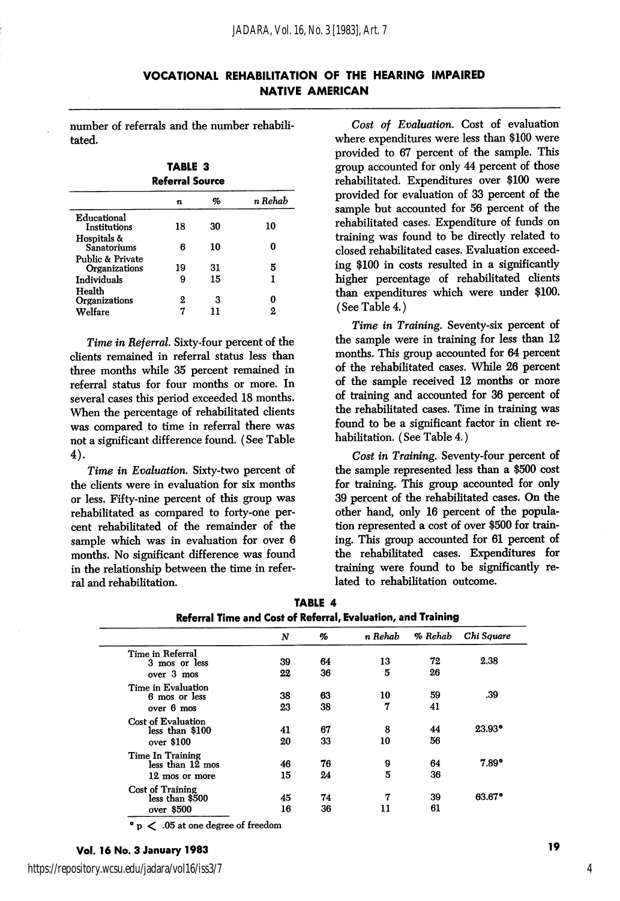number of referrals and the number rehabilitated.

**TABLE 3**
**Referral Source**

| | *n* | % | *n Rehab* |
|---|---|---|---|
| Educational Institutions | 18 | 30 | 10 |
| Hospitals & Sanatoriums | 6 | 10 | 0 |
| Public & Private Organizations | 19 | 31 | 5 |
| Individuals | 9 | 15 | 1 |
| Health Organizations | 2 | 3 | 0 |
| Welfare | 7 | 11 | 2 |

*Time in Referral.* Sixty-four percent of the clients remained in referral status less than three months while 35 percent remained in referral status for four months or more. In several cases this period exceeded 18 months. When the percentage of rehabilitated clients was compared to time in referral there was not a significant difference found. (See Table 4).

*Time in Evaluation.* Sixty-two percent of the clients were in evaluation for six months or less. Fifty-nine percent of this group was rehabilitated as compared to forty-one percent rehabilitated of the remainder of the sample which was in evaluation for over 6 months. No significant difference was found in the relationship between the time in referral and rehabilitation.

*Cost of Evaluation.* Cost of evaluation where expenditures were less than $100 were provided to 67 percent of the sample. This group accounted for only 44 percent of those rehabilitated. Expenditures over $100 were provided for evaluation of 33 percent of the sample but accounted for 56 percent of the rehabilitated cases. Expenditure of funds on training was found to be directly related to closed rehabilitated cases. Evaluation exceeding $100 in costs resulted in a significantly higher percentage of rehabilitated clients than expenditures which were under $100. (See Table 4.)

*Time in Training.* Seventy-six percent of the sample were in training for less than 12 months. This group accounted for 64 percent of the rehabilitated cases. While 26 percent of the sample received 12 months or more of training and accounted for 36 percent of the rehabilitated cases. Time in training was found to be a significant factor in client rehabilitation. (See Table 4.)

*Cost in Training.* Seventy-four percent of the sample represented less than a $500 cost for training. This group accounted for only 39 percent of the rehabilitated cases. On the other hand, only 16 percent of the population represented a cost of over $500 for training. This group accounted for 61 percent of the rehabilitated cases. Expenditures for training were found to be significantly related to rehabilitation outcome.

**TABLE 4**
**Referral Time and Cost of Referral, Evaluation, and Training**

| | *N* | % | *n Rehab* | *% Rehab* | *Chi Square* |
|---|---|---|---|---|---|
| Time in Referral | | | | | |
| 3 mos or less | 39 | 64 | 13 | 72 | 2.38 |
| over 3 mos | 22 | 36 | 5 | 26 | |
| Time in Evaluation | | | | | |
| 6 mos or less | 38 | 63 | 10 | 59 | .39 |
| over 6 mos | 23 | 38 | 7 | 41 | |
| Cost of Evaluation | | | | | |
| less than $100 | 41 | 67 | 8 | 44 | 23.93* |
| over $100 | 20 | 33 | 10 | 56 | |
| Time In Training | | | | | |
| less than 12 mos | 46 | 76 | 9 | 64 | 7.89* |
| 12 mos or more | 15 | 24 | 5 | 36 | |
| Cost of Training | | | | | |
| less than $500 | 45 | 74 | 7 | 39 | 63.67* |
| over $500 | 16 | 36 | 11 | 61 | |

* $p < .05$ at one degree of freedom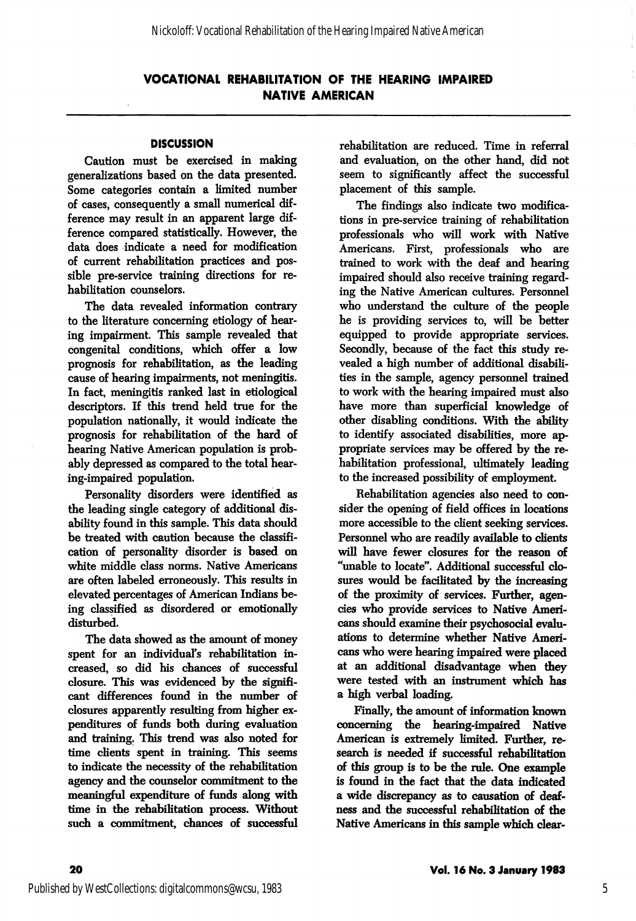## VOCATIONAL REHABILITATION OF THE HEARING IMPAIRED NATIVE AMERICAN

### DISCUSSION

Caution must be exercised in making generalizations based on the data presented. Some categories contain a limited number of cases, consequently a small numerical difference may result in an apparent large difference compared statistically. However, the data does indicate a need for modification of current rehabilitation practices and possible pre-service training directions for rehabilitation counselors.

The data revealed information contrary to the literature concerning etiology of hearing impairment. This sample revealed that congenital conditions, which offer a low prognosis for rehabilitation, as the leading cause of hearing impairments, not meningitis. In fact, meningitis ranked last in etiological descriptors. If this trend held true for the population nationally, it would indicate the prognosis for rehabilitation of the hard of hearing Native American population is probably depressed as compared to the total hearing-impaired population.

Personality disorders were identified as the leading single category of additional disability found in this sample. This data should be treated with caution because the classification of personality disorder is based on white middle class norms. Native Americans are often labeled erroneously. This results in elevated percentages of American Indians being classified as disordered or emotionally disturbed.

The data showed as the amount of money spent for an individual's rehabilitation increased, so did his chances of successful closure. This was evidenced by the significant differences found in the number of closures apparently resulting from higher expenditures of funds both during evaluation and training. This trend was also noted for time clients spent in training. This seems to indicate the necessity of the rehabilitation agency and the counselor commitment to the meaningful expenditure of funds along with time in the rehabilitation process. Without such a commitment, chances of successful rehabilitation are reduced. Time in referral and evaluation, on the other hand, did not seem to significantly affect the successful placement of this sample.

The findings also indicate two modifications in pre-service training of rehabilitation professionals who will work with Native Americans. First, professionals who are trained to work with the deaf and hearing impaired should also receive training regarding the Native American cultures. Personnel who understand the culture of the people he is providing services to, will be better equipped to provide appropriate services. Secondly, because of the fact this study revealed a high number of additional disabilities in the sample, agency personnel trained to work with the hearing impaired must also have more than superficial knowledge of other disabling conditions. With the ability to identify associated disabilities, more appropriate services may be offered by the rehabilitation professional, ultimately leading to the increased possibility of employment.

Rehabilitation agencies also need to consider the opening of field offices in locations more accessible to the client seeking services. Personnel who are readily available to clients will have fewer closures for the reason of "unable to locate". Additional successful closures would be facilitated by the increasing of the proximity of services. Further, agencies who provide services to Native Americans should examine their psychosocial evaluations to determine whether Native Americans who were hearing impaired were placed at an additional disadvantage when they were tested with an instrument which has a high verbal loading.

Finally, the amount of information known concerning the hearing-impaired Native American is extremely limited. Further, research is needed if successful rehabilitation of this group is to be the rule. One example is found in the fact that the data indicated a wide discrepancy as to causation of deafness and the successful rehabilitation of the Native Americans in this sample which clear-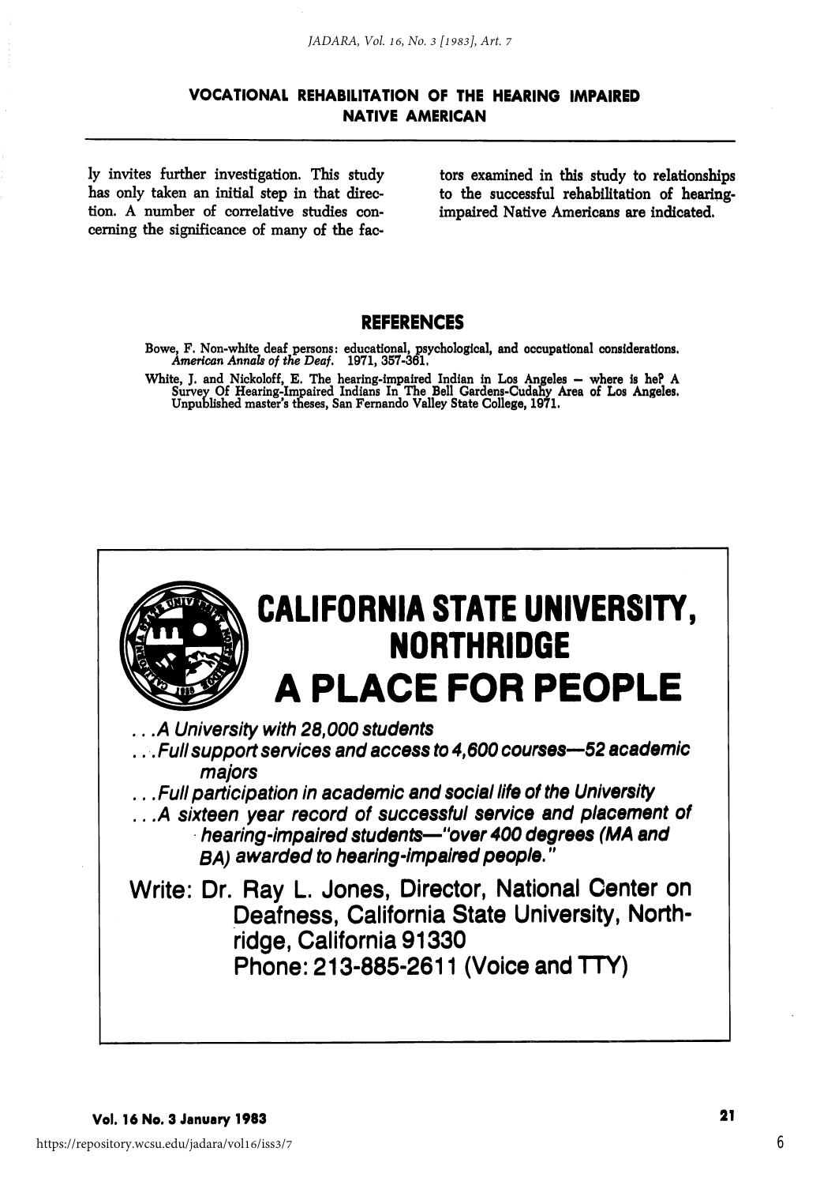ly invites further investigation. This study has only taken an initial step in that direction. A number of correlative studies concerning the significance of many of the factors examined in this study to relationships to the successful rehabilitation of hearing-impaired Native Americans are indicated.

## REFERENCES

Bowe, F. Non-white deaf persons: educational, psychological, and occupational considerations. *American Annals of the Deaf.* 1971, 357-361.

White, J. and Nickoloff, E. The hearing-impaired Indian in Los Angeles – where is he? A Survey Of Hearing-Impaired Indians In The Bell Gardens-Cudahy Area of Los Angeles. Unpublished master's theses, San Fernando Valley State College, 1971.

# CALIFORNIA STATE UNIVERSITY, NORTHRIDGE

# A PLACE FOR PEOPLE

*. . .A University with 28,000 students*

*. . .Full support services and access to 4,600 courses—52 academic majors*

*. . .Full participation in academic and social life of the University*

*. . .A sixteen year record of successful service and placement of hearing-impaired students—"over 400 degrees (MA and BA) awarded to hearing-impaired people."*

Write: Dr. Ray L. Jones, Director, National Center on Deafness, California State University, Northridge, California 91330
Phone: 213-885-2611 (Voice and TTY)